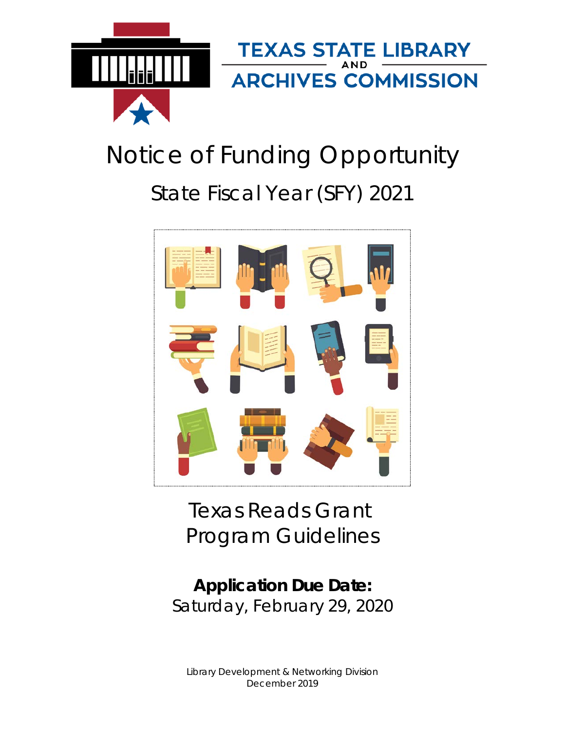TEXAS STATE LIBRARY AND ARCHIVES COMMISSION

# Notice of Funding Opportunity

## State Fiscal Year (SFY) 2021

# Texas Reads Grant Program Guidelines

**Application Due Date:**
Saturday, February 29, 2020

Library Development & Networking Division
December 2019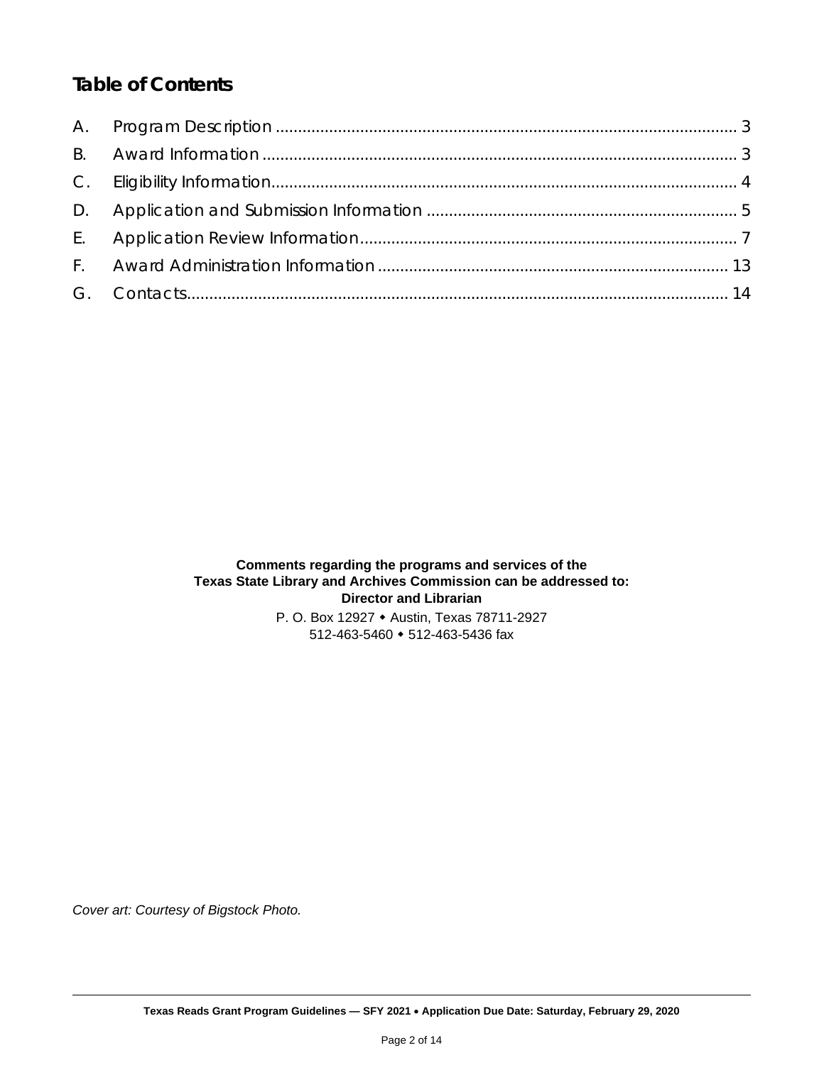## Table of Contents

A. Program Description ........................................................................................................ 3

B. Award Information ........................................................................................................... 3

C. Eligibility Information......................................................................................................... 4

D. Application and Submission Information ..................................................................... 5

E. Application Review Information..................................................................................... 7

F. Award Administration Information .............................................................................. 13

G. Contacts.......................................................................................................................... 14

**Comments regarding the programs and services of the**
**Texas State Library and Archives Commission can be addressed to:**
**Director and Librarian**

P. O. Box 12927 ◆ Austin, Texas 78711-2927
512-463-5460 ◆ 512-463-5436 fax

*Cover art: Courtesy of Bigstock Photo.*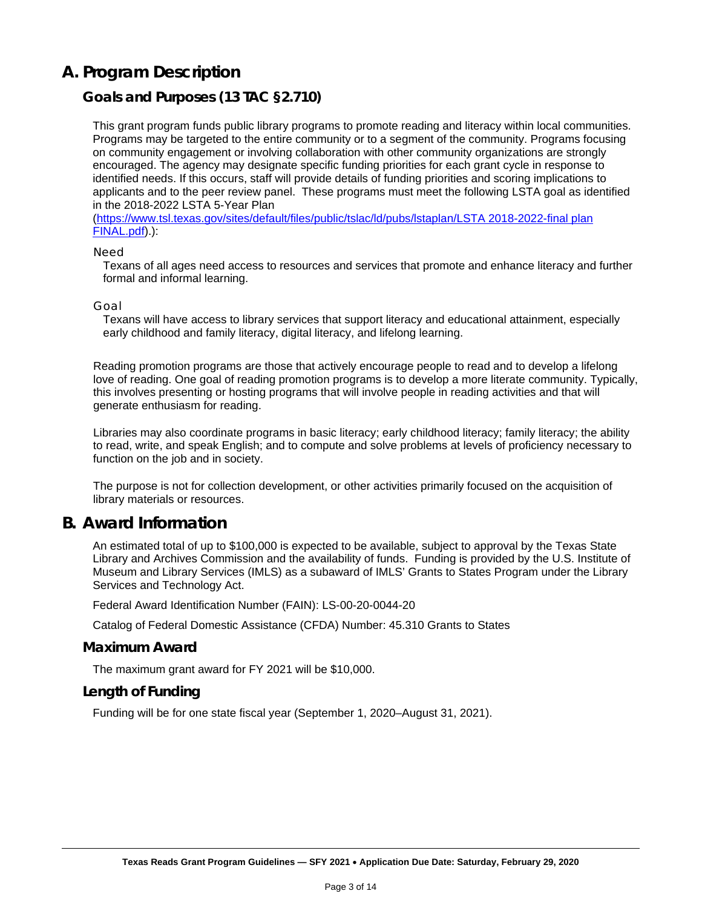# A. Program Description

## Goals and Purposes (13 TAC §2.710)

This grant program funds public library programs to promote reading and literacy within local communities. Programs may be targeted to the entire community or to a segment of the community. Programs focusing on community engagement or involving collaboration with other community organizations are strongly encouraged. The agency may designate specific funding priorities for each grant cycle in response to identified needs. If this occurs, staff will provide details of funding priorities and scoring implications to applicants and to the peer review panel. These programs must meet the following LSTA goal as identified in the 2018-2022 LSTA 5-Year Plan ([https://www.tsl.texas.gov/sites/default/files/public/tslac/ld/pubs/lstaplan/LSTA 2018-2022-final plan FINAL.pdf](https://www.tsl.texas.gov/sites/default/files/public/tslac/ld/pubs/lstaplan/LSTA 2018-2022-final plan FINAL.pdf)).):

### Need

Texans of all ages need access to resources and services that promote and enhance literacy and further formal and informal learning.

### Goal

Texans will have access to library services that support literacy and educational attainment, especially early childhood and family literacy, digital literacy, and lifelong learning.

Reading promotion programs are those that actively encourage people to read and to develop a lifelong love of reading. One goal of reading promotion programs is to develop a more literate community. Typically, this involves presenting or hosting programs that will involve people in reading activities and that will generate enthusiasm for reading.

Libraries may also coordinate programs in basic literacy; early childhood literacy; family literacy; the ability to read, write, and speak English; and to compute and solve problems at levels of proficiency necessary to function on the job and in society.

The purpose is not for collection development, or other activities primarily focused on the acquisition of library materials or resources.

# B. Award Information

An estimated total of up to $100,000 is expected to be available, subject to approval by the Texas State Library and Archives Commission and the availability of funds. Funding is provided by the U.S. Institute of Museum and Library Services (IMLS) as a subaward of IMLS' Grants to States Program under the Library Services and Technology Act.

Federal Award Identification Number (FAIN): LS-00-20-0044-20

Catalog of Federal Domestic Assistance (CFDA) Number: 45.310 Grants to States

## Maximum Award

The maximum grant award for FY 2021 will be $10,000.

## Length of Funding

Funding will be for one state fiscal year (September 1, 2020–August 31, 2021).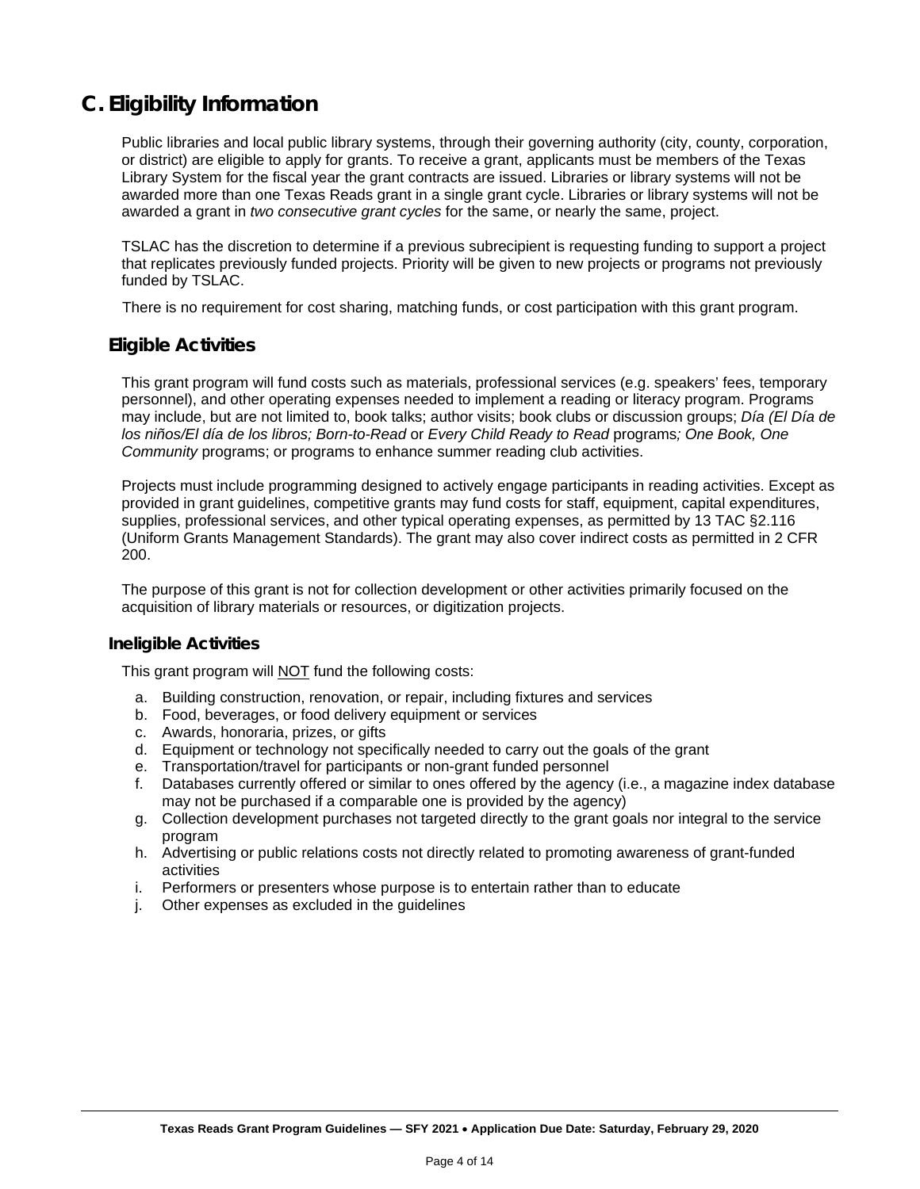## C. Eligibility Information

Public libraries and local public library systems, through their governing authority (city, county, corporation, or district) are eligible to apply for grants. To receive a grant, applicants must be members of the Texas Library System for the fiscal year the grant contracts are issued. Libraries or library systems will not be awarded more than one Texas Reads grant in a single grant cycle. Libraries or library systems will not be awarded a grant in *two consecutive grant cycles* for the same, or nearly the same, project.

TSLAC has the discretion to determine if a previous subrecipient is requesting funding to support a project that replicates previously funded projects. Priority will be given to new projects or programs not previously funded by TSLAC.

There is no requirement for cost sharing, matching funds, or cost participation with this grant program.

### Eligible Activities

This grant program will fund costs such as materials, professional services (e.g. speakers' fees, temporary personnel), and other operating expenses needed to implement a reading or literacy program. Programs may include, but are not limited to, book talks; author visits; book clubs or discussion groups; *Día (El Día de los niños/El día de los libros; Born-to-Read* or *Every Child Ready to Read* programs*; One Book, One Community* programs; or programs to enhance summer reading club activities.

Projects must include programming designed to actively engage participants in reading activities. Except as provided in grant guidelines, competitive grants may fund costs for staff, equipment, capital expenditures, supplies, professional services, and other typical operating expenses, as permitted by 13 TAC §2.116 (Uniform Grants Management Standards). The grant may also cover indirect costs as permitted in 2 CFR 200.

The purpose of this grant is not for collection development or other activities primarily focused on the acquisition of library materials or resources, or digitization projects.

#### Ineligible Activities

This grant program will NOT fund the following costs:

a. Building construction, renovation, or repair, including fixtures and services
b. Food, beverages, or food delivery equipment or services
c. Awards, honoraria, prizes, or gifts
d. Equipment or technology not specifically needed to carry out the goals of the grant
e. Transportation/travel for participants or non-grant funded personnel
f. Databases currently offered or similar to ones offered by the agency (i.e., a magazine index database may not be purchased if a comparable one is provided by the agency)
g. Collection development purchases not targeted directly to the grant goals nor integral to the service program
h. Advertising or public relations costs not directly related to promoting awareness of grant-funded activities
i. Performers or presenters whose purpose is to entertain rather than to educate
j. Other expenses as excluded in the guidelines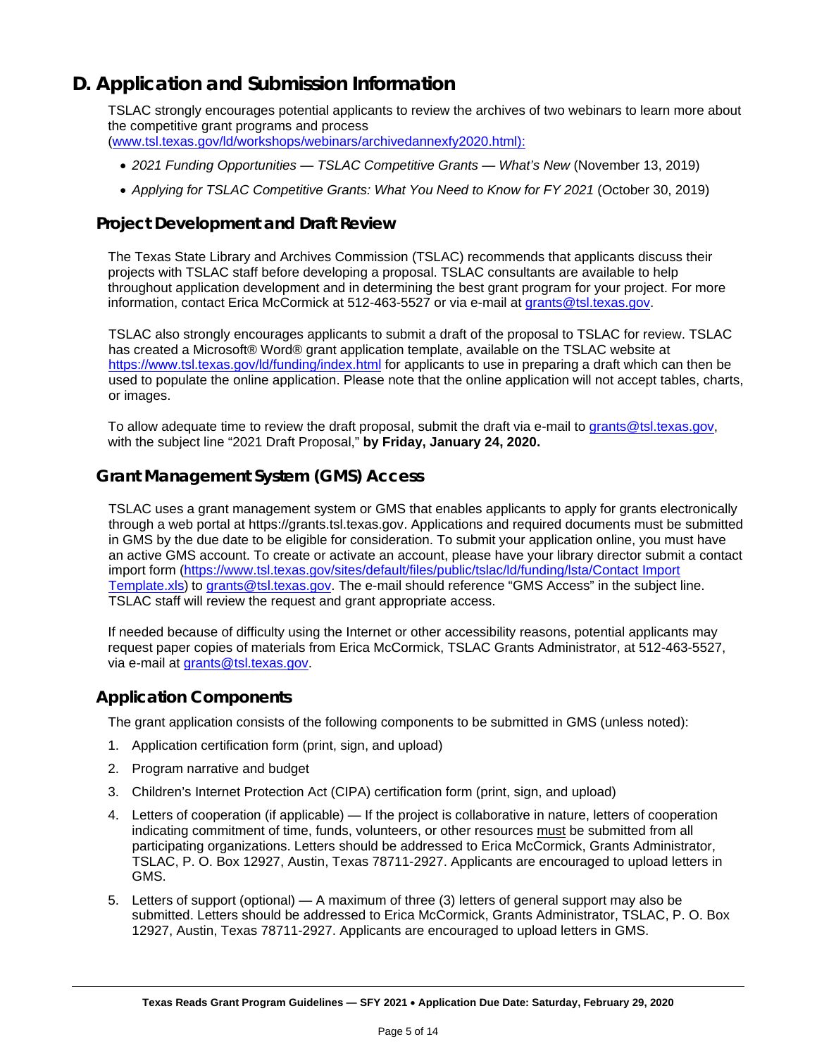# D. Application and Submission Information

TSLAC strongly encourages potential applicants to review the archives of two webinars to learn more about the competitive grant programs and process (www.tsl.texas.gov/ld/workshops/webinars/archivedannexfy2020.html):

- *2021 Funding Opportunities — TSLAC Competitive Grants — What's New* (November 13, 2019)
- *Applying for TSLAC Competitive Grants: What You Need to Know for FY 2021* (October 30, 2019)

## Project Development and Draft Review

The Texas State Library and Archives Commission (TSLAC) recommends that applicants discuss their projects with TSLAC staff before developing a proposal. TSLAC consultants are available to help throughout application development and in determining the best grant program for your project. For more information, contact Erica McCormick at 512-463-5527 or via e-mail at grants@tsl.texas.gov.

TSLAC also strongly encourages applicants to submit a draft of the proposal to TSLAC for review. TSLAC has created a Microsoft® Word® grant application template, available on the TSLAC website at https://www.tsl.texas.gov/ld/funding/index.html for applicants to use in preparing a draft which can then be used to populate the online application. Please note that the online application will not accept tables, charts, or images.

To allow adequate time to review the draft proposal, submit the draft via e-mail to grants@tsl.texas.gov, with the subject line "2021 Draft Proposal," **by Friday, January 24, 2020.**

## Grant Management System (GMS) Access

TSLAC uses a grant management system or GMS that enables applicants to apply for grants electronically through a web portal at https://grants.tsl.texas.gov. Applications and required documents must be submitted in GMS by the due date to be eligible for consideration. To submit your application online, you must have an active GMS account. To create or activate an account, please have your library director submit a contact import form (https://www.tsl.texas.gov/sites/default/files/public/tslac/ld/funding/lsta/Contact Import Template.xls) to grants@tsl.texas.gov. The e-mail should reference "GMS Access" in the subject line. TSLAC staff will review the request and grant appropriate access.

If needed because of difficulty using the Internet or other accessibility reasons, potential applicants may request paper copies of materials from Erica McCormick, TSLAC Grants Administrator, at 512-463-5527, via e-mail at grants@tsl.texas.gov.

## Application Components

The grant application consists of the following components to be submitted in GMS (unless noted):

1. Application certification form (print, sign, and upload)
2. Program narrative and budget
3. Children's Internet Protection Act (CIPA) certification form (print, sign, and upload)
4. Letters of cooperation (if applicable) — If the project is collaborative in nature, letters of cooperation indicating commitment of time, funds, volunteers, or other resources must be submitted from all participating organizations. Letters should be addressed to Erica McCormick, Grants Administrator, TSLAC, P. O. Box 12927, Austin, Texas 78711-2927. Applicants are encouraged to upload letters in GMS.
5. Letters of support (optional) — A maximum of three (3) letters of general support may also be submitted. Letters should be addressed to Erica McCormick, Grants Administrator, TSLAC, P. O. Box 12927, Austin, Texas 78711-2927. Applicants are encouraged to upload letters in GMS.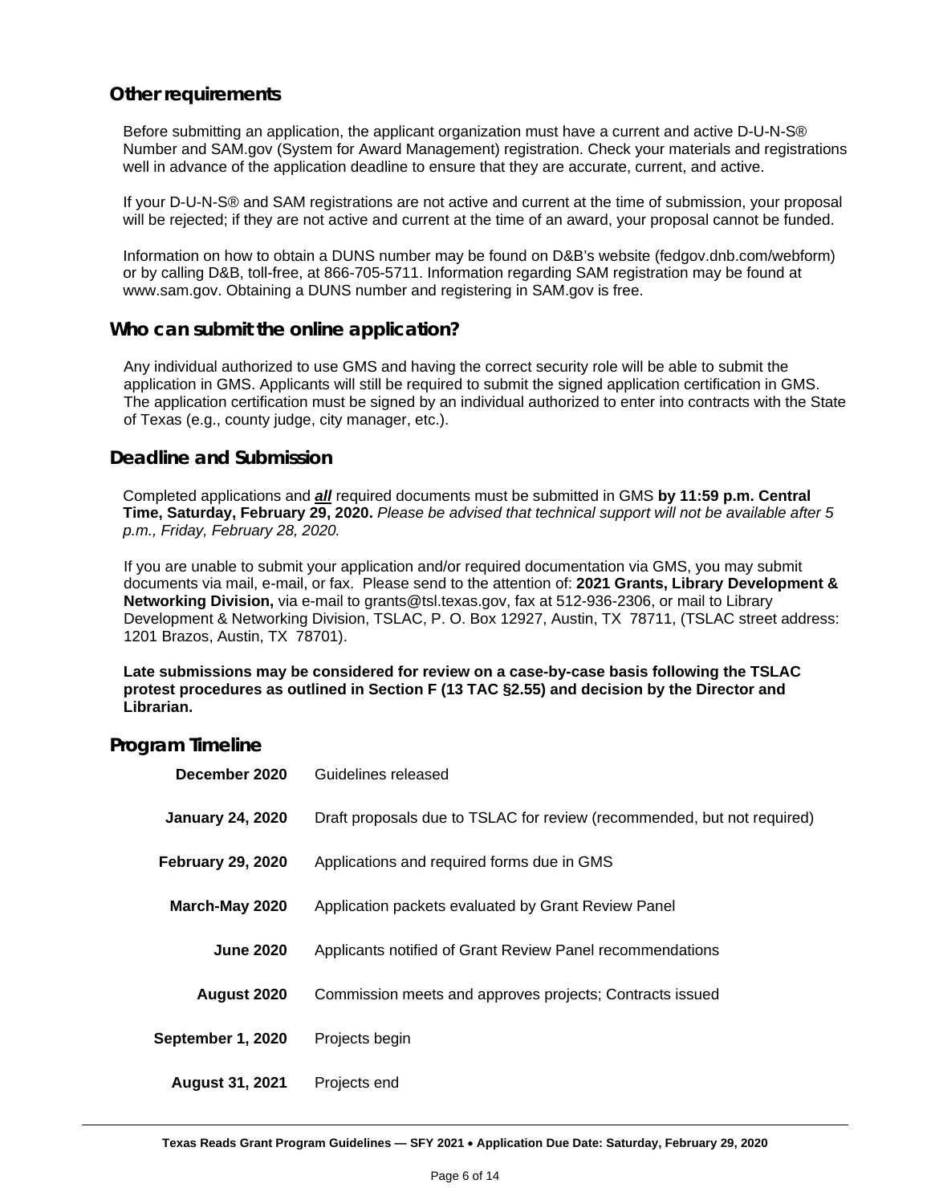## Other requirements

Before submitting an application, the applicant organization must have a current and active D-U-N-S® Number and SAM.gov (System for Award Management) registration. Check your materials and registrations well in advance of the application deadline to ensure that they are accurate, current, and active.

If your D-U-N-S® and SAM registrations are not active and current at the time of submission, your proposal will be rejected; if they are not active and current at the time of an award, your proposal cannot be funded.

Information on how to obtain a DUNS number may be found on D&B's website (fedgov.dnb.com/webform) or by calling D&B, toll-free, at 866-705-5711. Information regarding SAM registration may be found at www.sam.gov. Obtaining a DUNS number and registering in SAM.gov is free.

## Who can submit the online application?

Any individual authorized to use GMS and having the correct security role will be able to submit the application in GMS. Applicants will still be required to submit the signed application certification in GMS. The application certification must be signed by an individual authorized to enter into contracts with the State of Texas (e.g., county judge, city manager, etc.).

## Deadline and Submission

Completed applications and ***all*** required documents must be submitted in GMS **by 11:59 p.m. Central Time, Saturday, February 29, 2020.** *Please be advised that technical support will not be available after 5 p.m., Friday, February 28, 2020.*

If you are unable to submit your application and/or required documentation via GMS, you may submit documents via mail, e-mail, or fax. Please send to the attention of: **2021 Grants, Library Development & Networking Division,** via e-mail to grants@tsl.texas.gov, fax at 512-936-2306, or mail to Library Development & Networking Division, TSLAC, P. O. Box 12927, Austin, TX 78711, (TSLAC street address: 1201 Brazos, Austin, TX 78701).

**Late submissions may be considered for review on a case-by-case basis following the TSLAC protest procedures as outlined in Section F (13 TAC §2.55) and decision by the Director and Librarian.**

## Program Timeline

| | |
|---|---|
| **December 2020** | Guidelines released |
| **January 24, 2020** | Draft proposals due to TSLAC for review (recommended, but not required) |
| **February 29, 2020** | Applications and required forms due in GMS |
| **March-May 2020** | Application packets evaluated by Grant Review Panel |
| **June 2020** | Applicants notified of Grant Review Panel recommendations |
| **August 2020** | Commission meets and approves projects; Contracts issued |
| **September 1, 2020** | Projects begin |
| **August 31, 2021** | Projects end |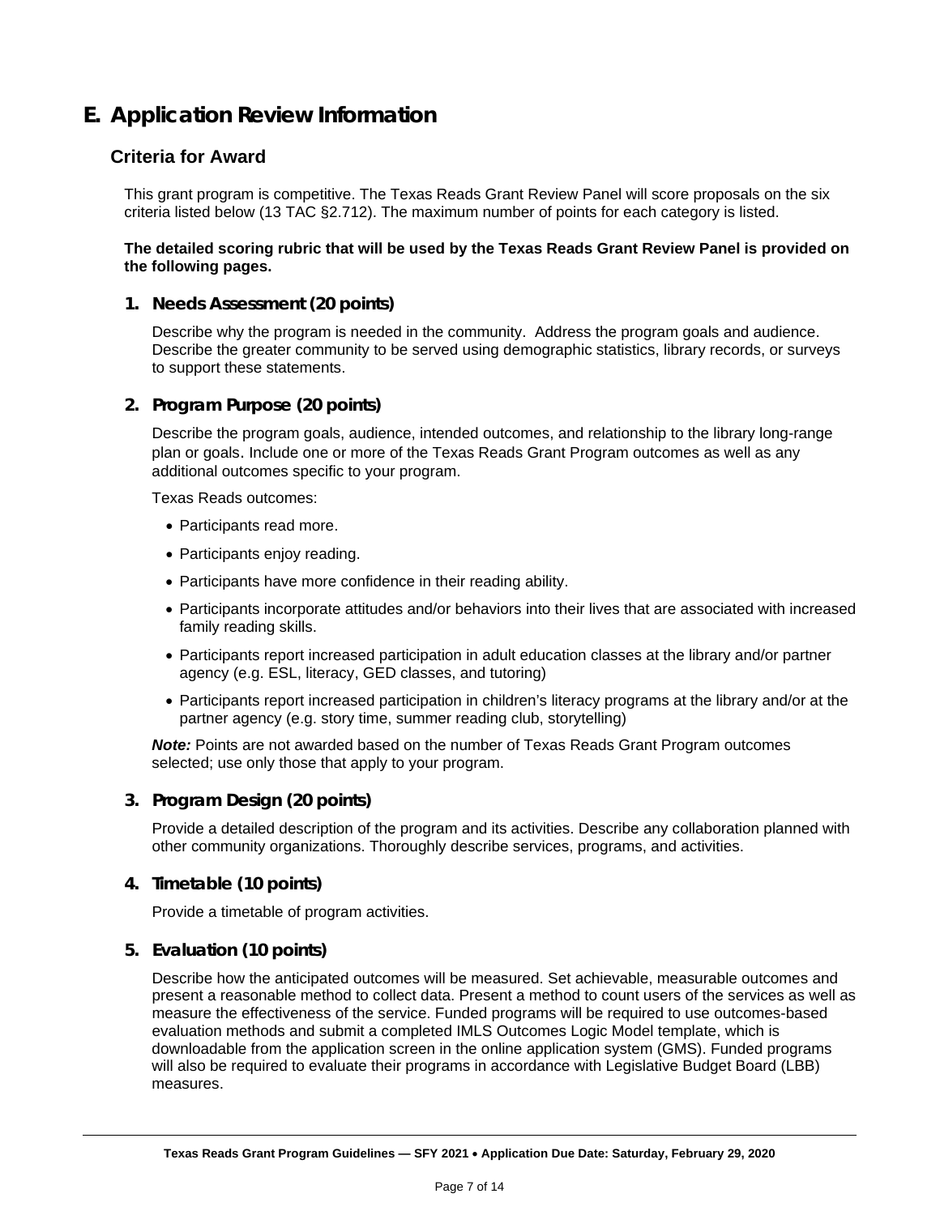# E. Application Review Information

## Criteria for Award

This grant program is competitive. The Texas Reads Grant Review Panel will score proposals on the six criteria listed below (13 TAC §2.712). The maximum number of points for each category is listed.

**The detailed scoring rubric that will be used by the Texas Reads Grant Review Panel is provided on the following pages.**

### 1. Needs Assessment (20 points)

Describe why the program is needed in the community. Address the program goals and audience. Describe the greater community to be served using demographic statistics, library records, or surveys to support these statements.

### 2. Program Purpose (20 points)

Describe the program goals, audience, intended outcomes, and relationship to the library long-range plan or goals. Include one or more of the Texas Reads Grant Program outcomes as well as any additional outcomes specific to your program.

Texas Reads outcomes:

- Participants read more.
- Participants enjoy reading.
- Participants have more confidence in their reading ability.
- Participants incorporate attitudes and/or behaviors into their lives that are associated with increased family reading skills.
- Participants report increased participation in adult education classes at the library and/or partner agency (e.g. ESL, literacy, GED classes, and tutoring)
- Participants report increased participation in children's literacy programs at the library and/or at the partner agency (e.g. story time, summer reading club, storytelling)

***Note:*** Points are not awarded based on the number of Texas Reads Grant Program outcomes selected; use only those that apply to your program.

### 3. Program Design (20 points)

Provide a detailed description of the program and its activities. Describe any collaboration planned with other community organizations. Thoroughly describe services, programs, and activities.

### 4. Timetable (10 points)

Provide a timetable of program activities.

### 5. Evaluation (10 points)

Describe how the anticipated outcomes will be measured. Set achievable, measurable outcomes and present a reasonable method to collect data. Present a method to count users of the services as well as measure the effectiveness of the service. Funded programs will be required to use outcomes-based evaluation methods and submit a completed IMLS Outcomes Logic Model template, which is downloadable from the application screen in the online application system (GMS). Funded programs will also be required to evaluate their programs in accordance with Legislative Budget Board (LBB) measures.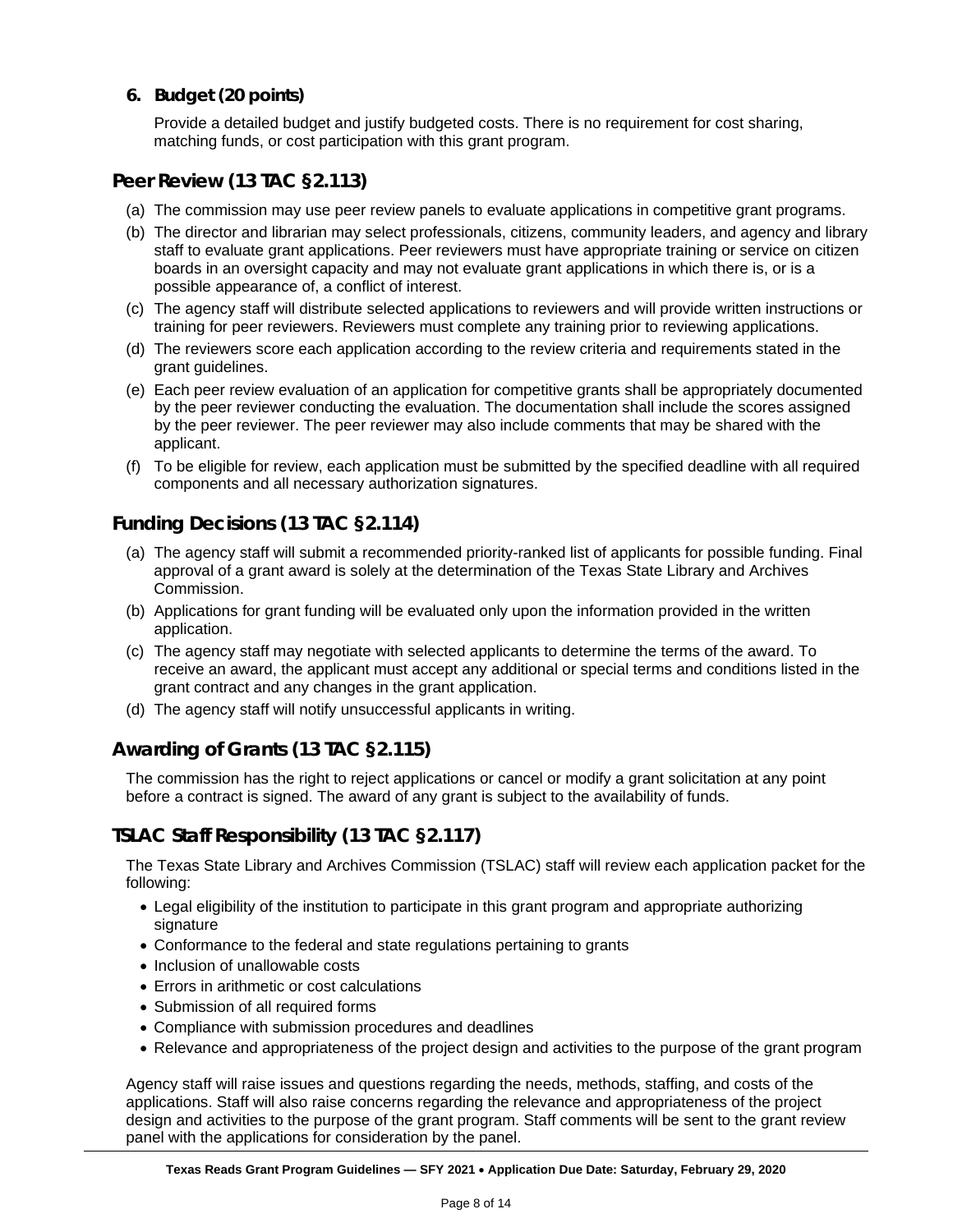### 6. Budget (20 points)

Provide a detailed budget and justify budgeted costs. There is no requirement for cost sharing, matching funds, or cost participation with this grant program.

## Peer Review (13 TAC §2.113)

(a) The commission may use peer review panels to evaluate applications in competitive grant programs.

(b) The director and librarian may select professionals, citizens, community leaders, and agency and library staff to evaluate grant applications. Peer reviewers must have appropriate training or service on citizen boards in an oversight capacity and may not evaluate grant applications in which there is, or is a possible appearance of, a conflict of interest.

(c) The agency staff will distribute selected applications to reviewers and will provide written instructions or training for peer reviewers. Reviewers must complete any training prior to reviewing applications.

(d) The reviewers score each application according to the review criteria and requirements stated in the grant guidelines.

(e) Each peer review evaluation of an application for competitive grants shall be appropriately documented by the peer reviewer conducting the evaluation. The documentation shall include the scores assigned by the peer reviewer. The peer reviewer may also include comments that may be shared with the applicant.

(f) To be eligible for review, each application must be submitted by the specified deadline with all required components and all necessary authorization signatures.

## Funding Decisions (13 TAC §2.114)

(a) The agency staff will submit a recommended priority-ranked list of applicants for possible funding. Final approval of a grant award is solely at the determination of the Texas State Library and Archives Commission.

(b) Applications for grant funding will be evaluated only upon the information provided in the written application.

(c) The agency staff may negotiate with selected applicants to determine the terms of the award. To receive an award, the applicant must accept any additional or special terms and conditions listed in the grant contract and any changes in the grant application.

(d) The agency staff will notify unsuccessful applicants in writing.

## Awarding of Grants (13 TAC §2.115)

The commission has the right to reject applications or cancel or modify a grant solicitation at any point before a contract is signed. The award of any grant is subject to the availability of funds.

## TSLAC Staff Responsibility (13 TAC §2.117)

The Texas State Library and Archives Commission (TSLAC) staff will review each application packet for the following:

- Legal eligibility of the institution to participate in this grant program and appropriate authorizing signature
- Conformance to the federal and state regulations pertaining to grants
- Inclusion of unallowable costs
- Errors in arithmetic or cost calculations
- Submission of all required forms
- Compliance with submission procedures and deadlines
- Relevance and appropriateness of the project design and activities to the purpose of the grant program

Agency staff will raise issues and questions regarding the needs, methods, staffing, and costs of the applications. Staff will also raise concerns regarding the relevance and appropriateness of the project design and activities to the purpose of the grant program. Staff comments will be sent to the grant review panel with the applications for consideration by the panel.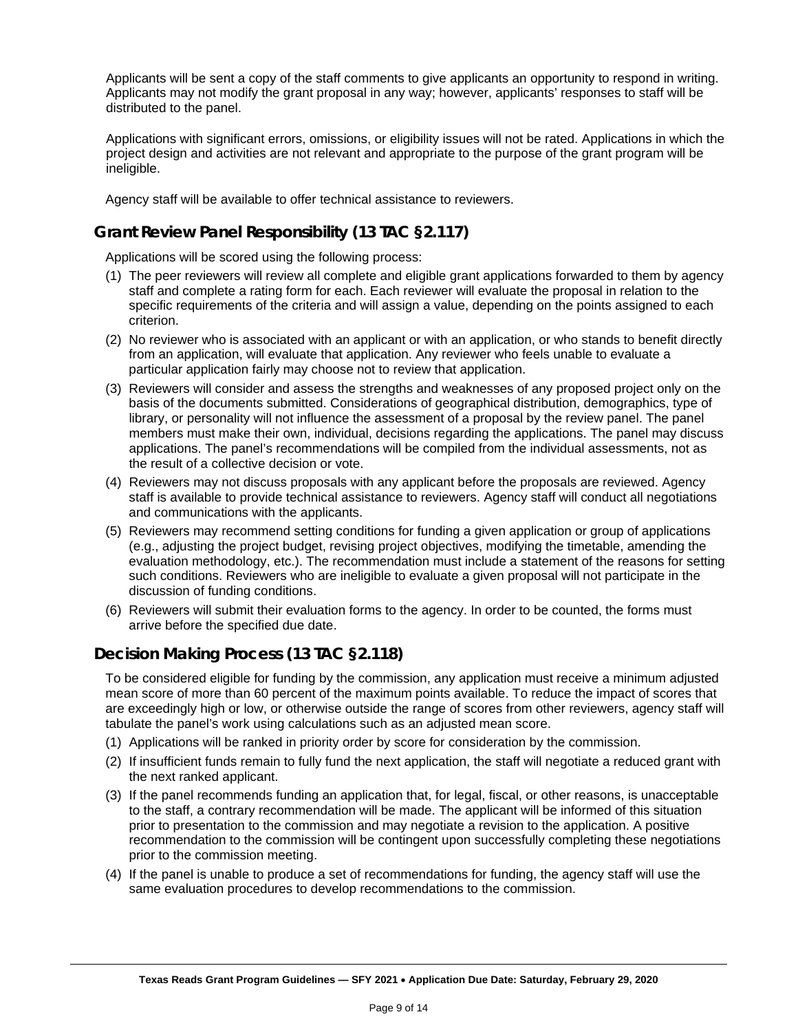Applicants will be sent a copy of the staff comments to give applicants an opportunity to respond in writing. Applicants may not modify the grant proposal in any way; however, applicants' responses to staff will be distributed to the panel.

Applications with significant errors, omissions, or eligibility issues will not be rated. Applications in which the project design and activities are not relevant and appropriate to the purpose of the grant program will be ineligible.

Agency staff will be available to offer technical assistance to reviewers.

## Grant Review Panel Responsibility (13 TAC §2.117)

Applications will be scored using the following process:

(1) The peer reviewers will review all complete and eligible grant applications forwarded to them by agency staff and complete a rating form for each. Each reviewer will evaluate the proposal in relation to the specific requirements of the criteria and will assign a value, depending on the points assigned to each criterion.

(2) No reviewer who is associated with an applicant or with an application, or who stands to benefit directly from an application, will evaluate that application. Any reviewer who feels unable to evaluate a particular application fairly may choose not to review that application.

(3) Reviewers will consider and assess the strengths and weaknesses of any proposed project only on the basis of the documents submitted. Considerations of geographical distribution, demographics, type of library, or personality will not influence the assessment of a proposal by the review panel. The panel members must make their own, individual, decisions regarding the applications. The panel may discuss applications. The panel's recommendations will be compiled from the individual assessments, not as the result of a collective decision or vote.

(4) Reviewers may not discuss proposals with any applicant before the proposals are reviewed. Agency staff is available to provide technical assistance to reviewers. Agency staff will conduct all negotiations and communications with the applicants.

(5) Reviewers may recommend setting conditions for funding a given application or group of applications (e.g., adjusting the project budget, revising project objectives, modifying the timetable, amending the evaluation methodology, etc.). The recommendation must include a statement of the reasons for setting such conditions. Reviewers who are ineligible to evaluate a given proposal will not participate in the discussion of funding conditions.

(6) Reviewers will submit their evaluation forms to the agency. In order to be counted, the forms must arrive before the specified due date.

## Decision Making Process (13 TAC §2.118)

To be considered eligible for funding by the commission, any application must receive a minimum adjusted mean score of more than 60 percent of the maximum points available. To reduce the impact of scores that are exceedingly high or low, or otherwise outside the range of scores from other reviewers, agency staff will tabulate the panel's work using calculations such as an adjusted mean score.

(1) Applications will be ranked in priority order by score for consideration by the commission.

(2) If insufficient funds remain to fully fund the next application, the staff will negotiate a reduced grant with the next ranked applicant.

(3) If the panel recommends funding an application that, for legal, fiscal, or other reasons, is unacceptable to the staff, a contrary recommendation will be made. The applicant will be informed of this situation prior to presentation to the commission and may negotiate a revision to the application. A positive recommendation to the commission will be contingent upon successfully completing these negotiations prior to the commission meeting.

(4) If the panel is unable to produce a set of recommendations for funding, the agency staff will use the same evaluation procedures to develop recommendations to the commission.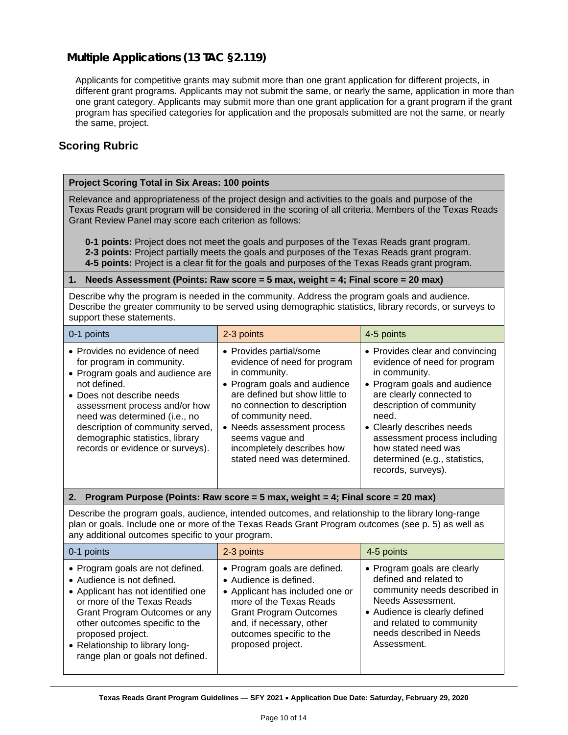## Multiple Applications (13 TAC §2.119)

Applicants for competitive grants may submit more than one grant application for different projects, in different grant programs. Applicants may not submit the same, or nearly the same, application in more than one grant category. Applicants may submit more than one grant application for a grant program if the grant program has specified categories for application and the proposals submitted are not the same, or nearly the same, project.

## Scoring Rubric

**Project Scoring Total in Six Areas: 100 points**

Relevance and appropriateness of the project design and activities to the goals and purpose of the Texas Reads grant program will be considered in the scoring of all criteria. Members of the Texas Reads Grant Review Panel may score each criterion as follows:

- **0-1 points:** Project does not meet the goals and purposes of the Texas Reads grant program.
- **2-3 points:** Project partially meets the goals and purposes of the Texas Reads grant program.
- **4-5 points:** Project is a clear fit for the goals and purposes of the Texas Reads grant program.

**1. Needs Assessment (Points: Raw score = 5 max, weight = 4; Final score = 20 max)**

Describe why the program is needed in the community. Address the program goals and audience. Describe the greater community to be served using demographic statistics, library records, or surveys to support these statements.

| 0-1 points | 2-3 points | 4-5 points |
|---|---|---|
| • Provides no evidence of need for program in community.<br>• Program goals and audience are not defined.<br>• Does not describe needs assessment process and/or how need was determined (i.e., no description of community served, demographic statistics, library records or evidence or surveys). | • Provides partial/some evidence of need for program in community.<br>• Program goals and audience are defined but show little to no connection to description of community need.<br>• Needs assessment process seems vague and incompletely describes how stated need was determined. | • Provides clear and convincing evidence of need for program in community.<br>• Program goals and audience are clearly connected to description of community need.<br>• Clearly describes needs assessment process including how stated need was determined (e.g., statistics, records, surveys). |

**2. Program Purpose (Points: Raw score = 5 max, weight = 4; Final score = 20 max)**

Describe the program goals, audience, intended outcomes, and relationship to the library long-range plan or goals. Include one or more of the Texas Reads Grant Program outcomes (see p. 5) as well as any additional outcomes specific to your program.

| 0-1 points | 2-3 points | 4-5 points |
|---|---|---|
| • Program goals are not defined.<br>• Audience is not defined.<br>• Applicant has not identified one or more of the Texas Reads Grant Program Outcomes or any other outcomes specific to the proposed project.<br>• Relationship to library long-range plan or goals not defined. | • Program goals are defined.<br>• Audience is defined.<br>• Applicant has included one or more of the Texas Reads Grant Program Outcomes and, if necessary, other outcomes specific to the proposed project. | • Program goals are clearly defined and related to community needs described in Needs Assessment.<br>• Audience is clearly defined and related to community needs described in Needs Assessment. |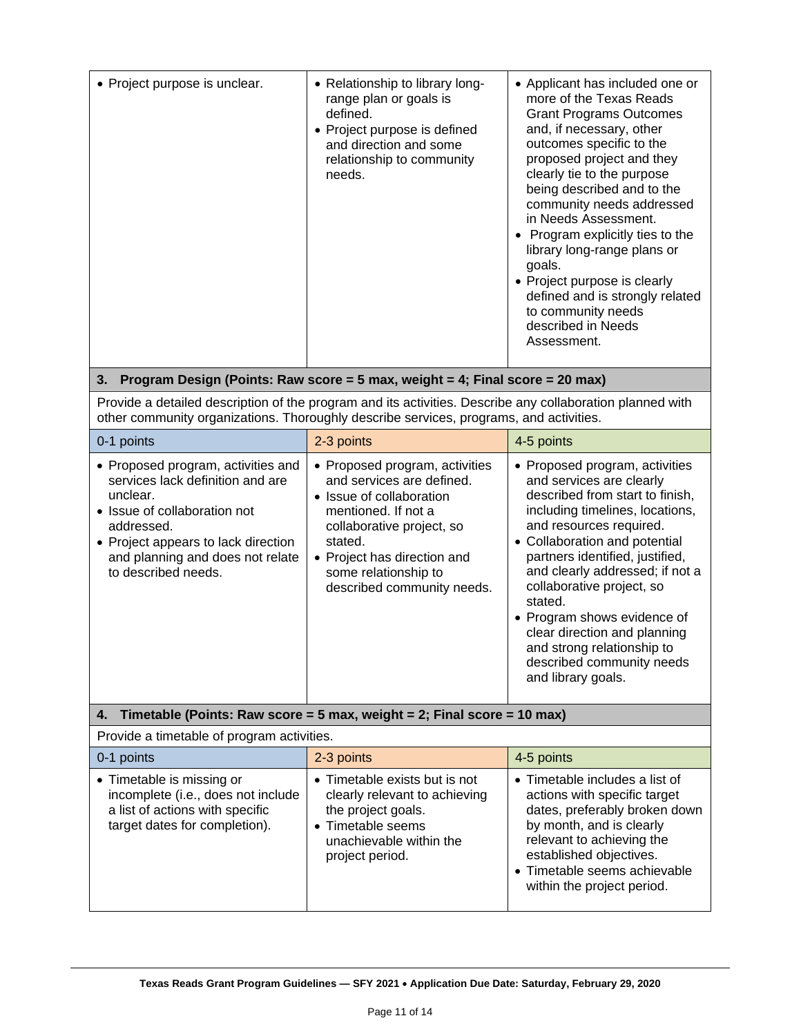| | | |
|---|---|---|
| • Project purpose is unclear. | • Relationship to library long-range plan or goals is defined.<br>• Project purpose is defined and direction and some relationship to community needs. | • Applicant has included one or more of the Texas Reads Grant Programs Outcomes and, if necessary, other outcomes specific to the proposed project and they clearly tie to the purpose being described and to the community needs addressed in Needs Assessment.<br>• Program explicitly ties to the library long-range plans or goals.<br>• Project purpose is clearly defined and is strongly related to community needs described in Needs Assessment. |

### 3. Program Design (Points: Raw score = 5 max, weight = 4; Final score = 20 max)

Provide a detailed description of the program and its activities. Describe any collaboration planned with other community organizations. Thoroughly describe services, programs, and activities.

| 0-1 points | 2-3 points | 4-5 points |
|---|---|---|
| • Proposed program, activities and services lack definition and are unclear.<br>• Issue of collaboration not addressed.<br>• Project appears to lack direction and planning and does not relate to described needs. | • Proposed program, activities and services are defined.<br>• Issue of collaboration mentioned. If not a collaborative project, so stated.<br>• Project has direction and some relationship to described community needs. | • Proposed program, activities and services are clearly described from start to finish, including timelines, locations, and resources required.<br>• Collaboration and potential partners identified, justified, and clearly addressed; if not a collaborative project, so stated.<br>• Program shows evidence of clear direction and planning and strong relationship to described community needs and library goals. |

### 4. Timetable (Points: Raw score = 5 max, weight = 2; Final score = 10 max)

Provide a timetable of program activities.

| 0-1 points | 2-3 points | 4-5 points |
|---|---|---|
| • Timetable is missing or incomplete (i.e., does not include a list of actions with specific target dates for completion). | • Timetable exists but is not clearly relevant to achieving the project goals.<br>• Timetable seems unachievable within the project period. | • Timetable includes a list of actions with specific target dates, preferably broken down by month, and is clearly relevant to achieving the established objectives.<br>• Timetable seems achievable within the project period. |

**Texas Reads Grant Program Guidelines — SFY 2021 • Application Due Date: Saturday, February 29, 2020**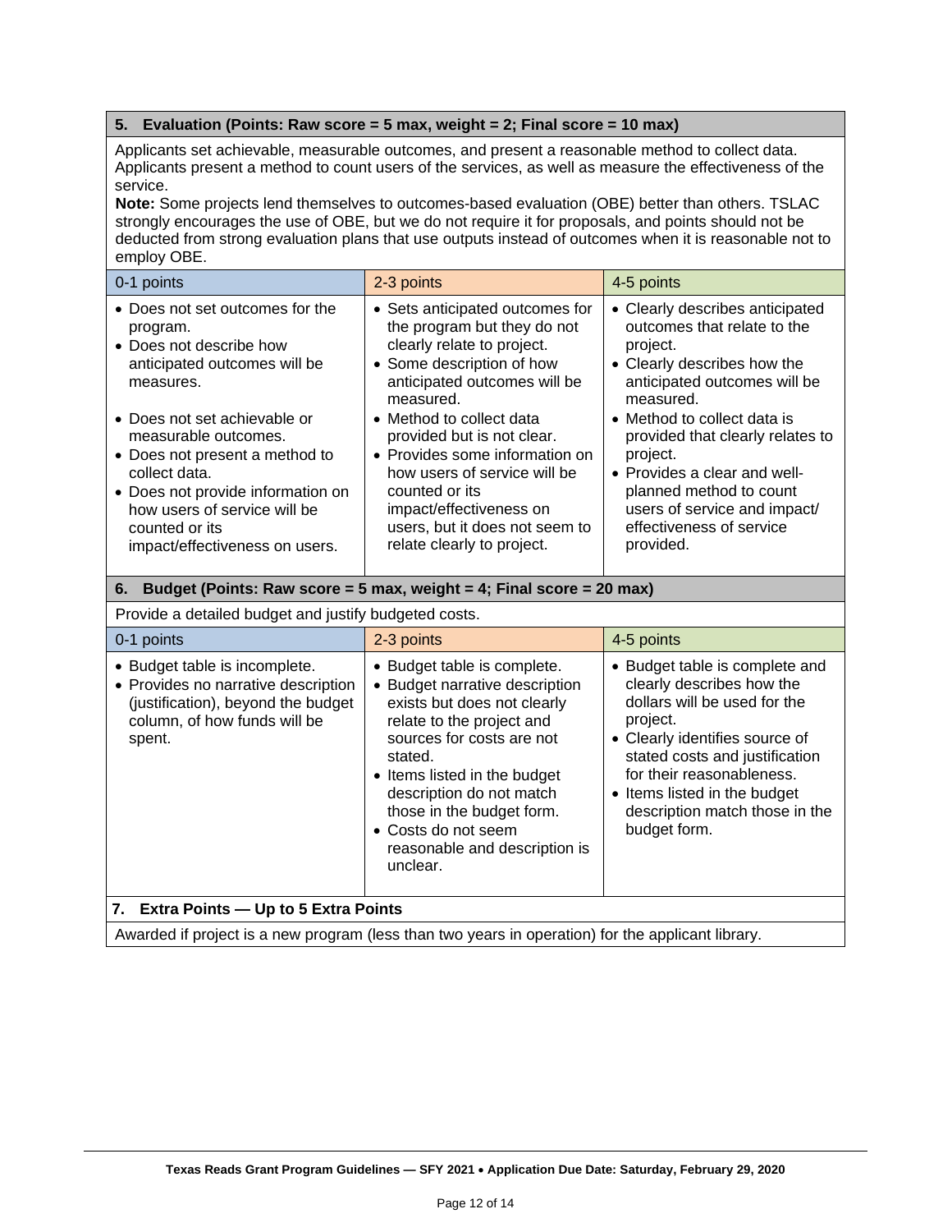### 5. Evaluation (Points: Raw score = 5 max, weight = 2; Final score = 10 max)

Applicants set achievable, measurable outcomes, and present a reasonable method to collect data. Applicants present a method to count users of the services, as well as measure the effectiveness of the service.

**Note:** Some projects lend themselves to outcomes-based evaluation (OBE) better than others. TSLAC strongly encourages the use of OBE, but we do not require it for proposals, and points should not be deducted from strong evaluation plans that use outputs instead of outcomes when it is reasonable not to employ OBE.

| 0-1 points | 2-3 points | 4-5 points |
|---|---|---|
| • Does not set outcomes for the program.<br>• Does not describe how anticipated outcomes will be measures.<br><br>• Does not set achievable or measurable outcomes.<br>• Does not present a method to collect data.<br>• Does not provide information on how users of service will be counted or its impact/effectiveness on users. | • Sets anticipated outcomes for the program but they do not clearly relate to project.<br>• Some description of how anticipated outcomes will be measured.<br>• Method to collect data provided but is not clear.<br>• Provides some information on how users of service will be counted or its impact/effectiveness on users, but it does not seem to relate clearly to project. | • Clearly describes anticipated outcomes that relate to the project.<br>• Clearly describes how the anticipated outcomes will be measured.<br>• Method to collect data is provided that clearly relates to project.<br>• Provides a clear and well-planned method to count users of service and impact/ effectiveness of service provided. |

### 6. Budget (Points: Raw score = 5 max, weight = 4; Final score = 20 max)

Provide a detailed budget and justify budgeted costs.

| 0-1 points | 2-3 points | 4-5 points |
|---|---|---|
| • Budget table is incomplete.<br>• Provides no narrative description (justification), beyond the budget column, of how funds will be spent. | • Budget table is complete.<br>• Budget narrative description exists but does not clearly relate to the project and sources for costs are not stated.<br>• Items listed in the budget description do not match those in the budget form.<br>• Costs do not seem reasonable and description is unclear. | • Budget table is complete and clearly describes how the dollars will be used for the project.<br>• Clearly identifies source of stated costs and justification for their reasonableness.<br>• Items listed in the budget description match those in the budget form. |

### 7. Extra Points — Up to 5 Extra Points

Awarded if project is a new program (less than two years in operation) for the applicant library.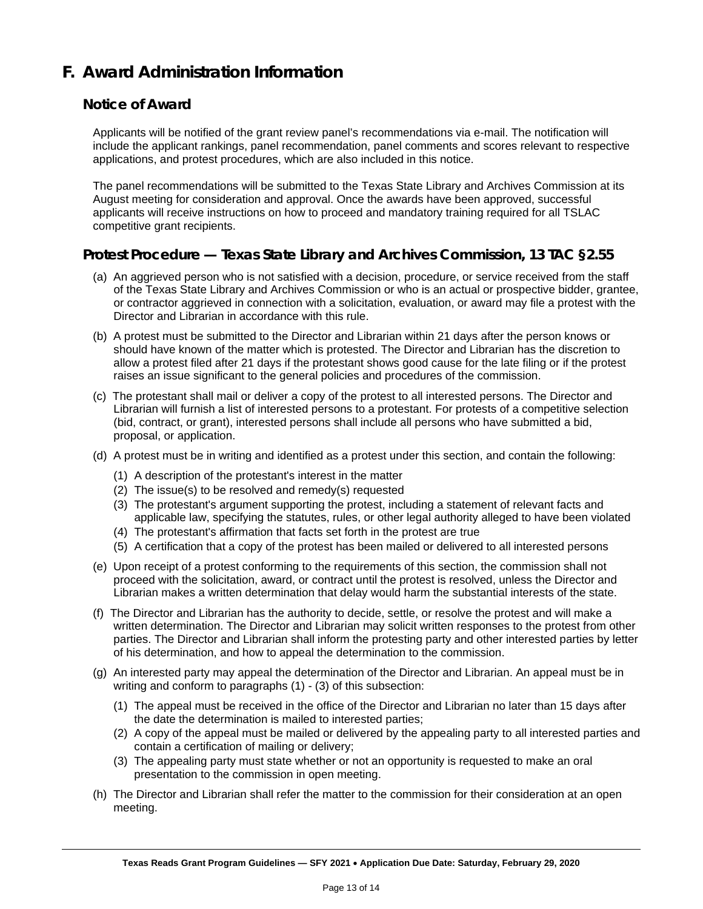# F. Award Administration Information

## Notice of Award

Applicants will be notified of the grant review panel's recommendations via e-mail. The notification will include the applicant rankings, panel recommendation, panel comments and scores relevant to respective applications, and protest procedures, which are also included in this notice.

The panel recommendations will be submitted to the Texas State Library and Archives Commission at its August meeting for consideration and approval. Once the awards have been approved, successful applicants will receive instructions on how to proceed and mandatory training required for all TSLAC competitive grant recipients.

## Protest Procedure — Texas State Library and Archives Commission, 13 TAC §2.55

(a) An aggrieved person who is not satisfied with a decision, procedure, or service received from the staff of the Texas State Library and Archives Commission or who is an actual or prospective bidder, grantee, or contractor aggrieved in connection with a solicitation, evaluation, or award may file a protest with the Director and Librarian in accordance with this rule.

(b) A protest must be submitted to the Director and Librarian within 21 days after the person knows or should have known of the matter which is protested. The Director and Librarian has the discretion to allow a protest filed after 21 days if the protestant shows good cause for the late filing or if the protest raises an issue significant to the general policies and procedures of the commission.

(c) The protestant shall mail or deliver a copy of the protest to all interested persons. The Director and Librarian will furnish a list of interested persons to a protestant. For protests of a competitive selection (bid, contract, or grant), interested persons shall include all persons who have submitted a bid, proposal, or application.

(d) A protest must be in writing and identified as a protest under this section, and contain the following:

   (1) A description of the protestant's interest in the matter
   (2) The issue(s) to be resolved and remedy(s) requested
   (3) The protestant's argument supporting the protest, including a statement of relevant facts and applicable law, specifying the statutes, rules, or other legal authority alleged to have been violated
   (4) The protestant's affirmation that facts set forth in the protest are true
   (5) A certification that a copy of the protest has been mailed or delivered to all interested persons

(e) Upon receipt of a protest conforming to the requirements of this section, the commission shall not proceed with the solicitation, award, or contract until the protest is resolved, unless the Director and Librarian makes a written determination that delay would harm the substantial interests of the state.

(f) The Director and Librarian has the authority to decide, settle, or resolve the protest and will make a written determination. The Director and Librarian may solicit written responses to the protest from other parties. The Director and Librarian shall inform the protesting party and other interested parties by letter of his determination, and how to appeal the determination to the commission.

(g) An interested party may appeal the determination of the Director and Librarian. An appeal must be in writing and conform to paragraphs (1) - (3) of this subsection:

   (1) The appeal must be received in the office of the Director and Librarian no later than 15 days after the date the determination is mailed to interested parties;
   (2) A copy of the appeal must be mailed or delivered by the appealing party to all interested parties and contain a certification of mailing or delivery;
   (3) The appealing party must state whether or not an opportunity is requested to make an oral presentation to the commission in open meeting.

(h) The Director and Librarian shall refer the matter to the commission for their consideration at an open meeting.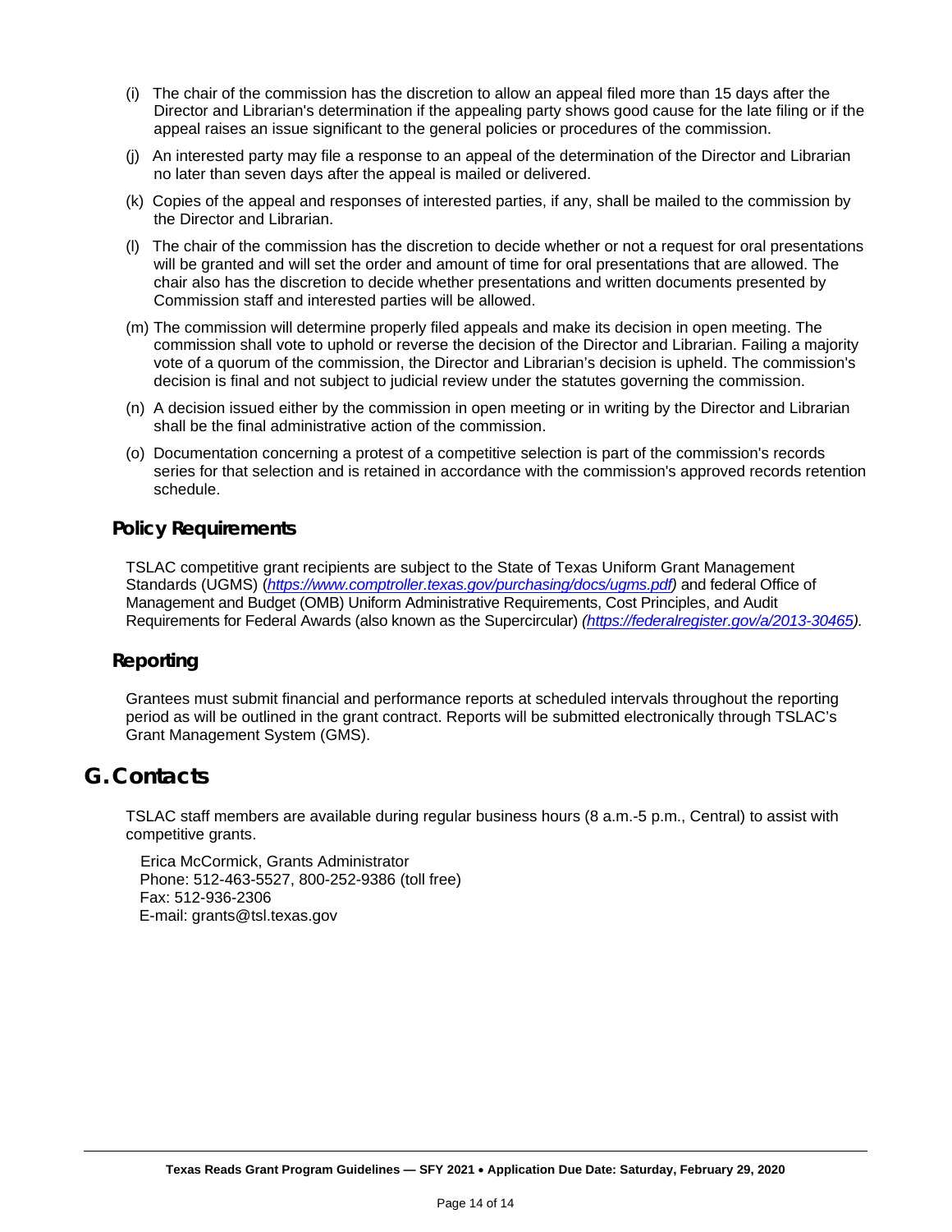(i) The chair of the commission has the discretion to allow an appeal filed more than 15 days after the Director and Librarian's determination if the appealing party shows good cause for the late filing or if the appeal raises an issue significant to the general policies or procedures of the commission.

(j) An interested party may file a response to an appeal of the determination of the Director and Librarian no later than seven days after the appeal is mailed or delivered.

(k) Copies of the appeal and responses of interested parties, if any, shall be mailed to the commission by the Director and Librarian.

(l) The chair of the commission has the discretion to decide whether or not a request for oral presentations will be granted and will set the order and amount of time for oral presentations that are allowed. The chair also has the discretion to decide whether presentations and written documents presented by Commission staff and interested parties will be allowed.

(m) The commission will determine properly filed appeals and make its decision in open meeting. The commission shall vote to uphold or reverse the decision of the Director and Librarian. Failing a majority vote of a quorum of the commission, the Director and Librarian's decision is upheld. The commission's decision is final and not subject to judicial review under the statutes governing the commission.

(n) A decision issued either by the commission in open meeting or in writing by the Director and Librarian shall be the final administrative action of the commission.

(o) Documentation concerning a protest of a competitive selection is part of the commission's records series for that selection and is retained in accordance with the commission's approved records retention schedule.

### Policy Requirements

TSLAC competitive grant recipients are subject to the State of Texas Uniform Grant Management Standards (UGMS) (*https://www.comptroller.texas.gov/purchasing/docs/ugms.pdf*) and federal Office of Management and Budget (OMB) Uniform Administrative Requirements, Cost Principles, and Audit Requirements for Federal Awards (also known as the Supercircular) *(https://federalregister.gov/a/2013-30465).*

### Reporting

Grantees must submit financial and performance reports at scheduled intervals throughout the reporting period as will be outlined in the grant contract. Reports will be submitted electronically through TSLAC's Grant Management System (GMS).

## G. Contacts

TSLAC staff members are available during regular business hours (8 a.m.-5 p.m., Central) to assist with competitive grants.

Erica McCormick, Grants Administrator
Phone: 512-463-5527, 800-252-9386 (toll free)
Fax: 512-936-2306
E-mail: grants@tsl.texas.gov